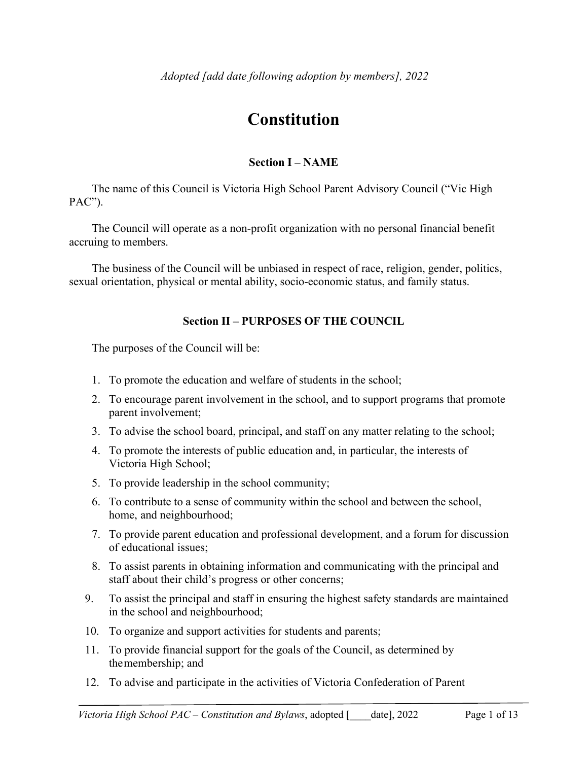*Adopted [add date following adoption by members], 2022*

# Constitution

### Section I – NAME

The name of this Council is Victoria High School Parent Advisory Council ("Vic High PAC").

The Council will operate as a non-profit organization with no personal financial benefit accruing to members.

The business of the Council will be unbiased in respect of race, religion, gender, politics, sexual orientation, physical or mental ability, socio-economic status, and family status.

### Section II – PURPOSES OF THE COUNCIL

The purposes of the Council will be:

1. To promote the education and welfare of students in the school;
2. To encourage parent involvement in the school, and to support programs that promote parent involvement;
3. To advise the school board, principal, and staff on any matter relating to the school;
4. To promote the interests of public education and, in particular, the interests of Victoria High School;
5. To provide leadership in the school community;
6. To contribute to a sense of community within the school and between the school, home, and neighbourhood;
7. To provide parent education and professional development, and a forum for discussion of educational issues;
8. To assist parents in obtaining information and communicating with the principal and staff about their child's progress or other concerns;
9. To assist the principal and staff in ensuring the highest safety standards are maintained in the school and neighbourhood;
10. To organize and support activities for students and parents;
11. To provide financial support for the goals of the Council, as determined by the membership; and
12. To advise and participate in the activities of Victoria Confederation of Parent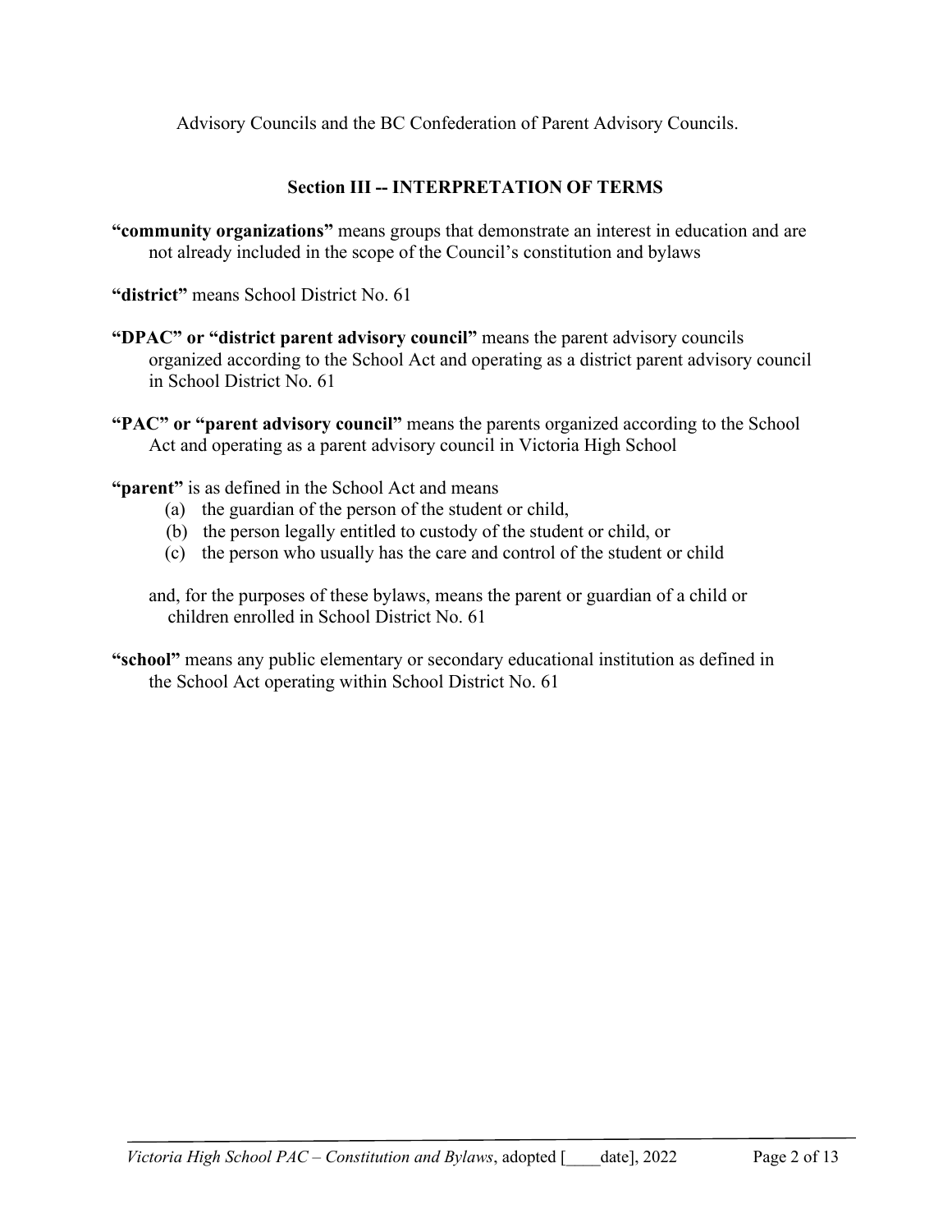Advisory Councils and the BC Confederation of Parent Advisory Councils.

## Section III -- INTERPRETATION OF TERMS

**"community organizations"** means groups that demonstrate an interest in education and are not already included in the scope of the Council's constitution and bylaws

**"district"** means School District No. 61

**"DPAC" or "district parent advisory council"** means the parent advisory councils organized according to the School Act and operating as a district parent advisory council in School District No. 61

**"PAC" or "parent advisory council"** means the parents organized according to the School Act and operating as a parent advisory council in Victoria High School

**"parent"** is as defined in the School Act and means

(a) the guardian of the person of the student or child,
(b) the person legally entitled to custody of the student or child, or
(c) the person who usually has the care and control of the student or child

and, for the purposes of these bylaws, means the parent or guardian of a child or children enrolled in School District No. 61

**"school"** means any public elementary or secondary educational institution as defined in the School Act operating within School District No. 61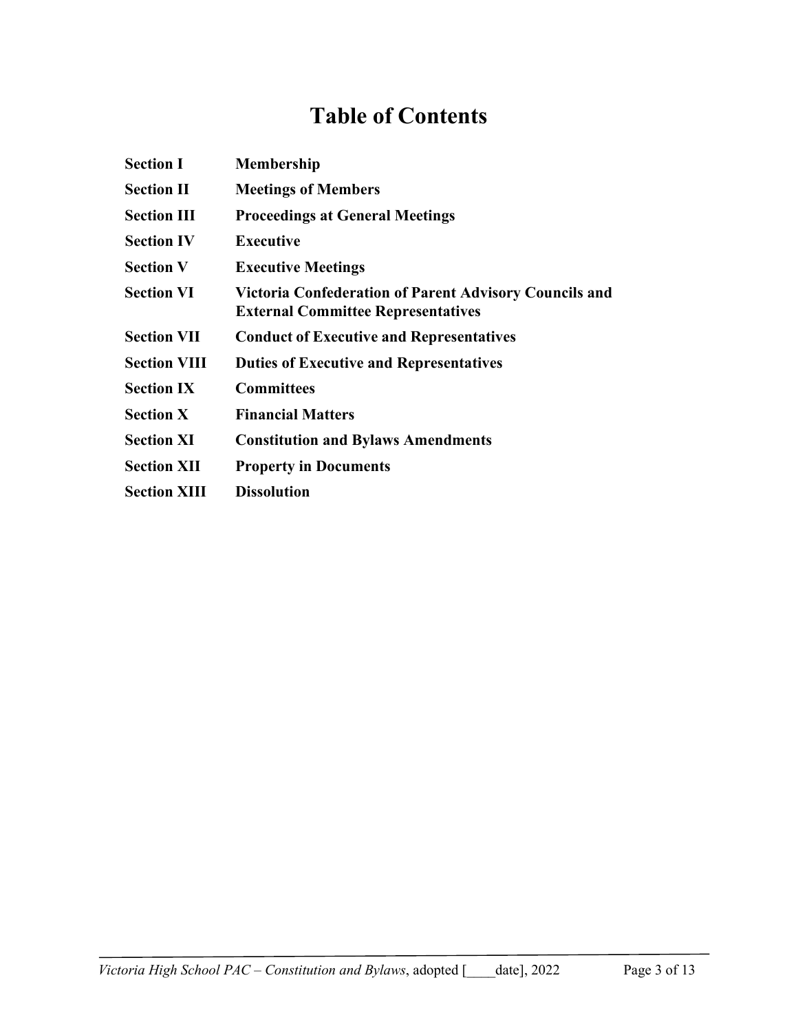# Table of Contents

| | |
|---|---|
| **Section I** | **Membership** |
| **Section II** | **Meetings of Members** |
| **Section III** | **Proceedings at General Meetings** |
| **Section IV** | **Executive** |
| **Section V** | **Executive Meetings** |
| **Section VI** | **Victoria Confederation of Parent Advisory Councils and External Committee Representatives** |
| **Section VII** | **Conduct of Executive and Representatives** |
| **Section VIII** | **Duties of Executive and Representatives** |
| **Section IX** | **Committees** |
| **Section X** | **Financial Matters** |
| **Section XI** | **Constitution and Bylaws Amendments** |
| **Section XII** | **Property in Documents** |
| **Section XIII** | **Dissolution** |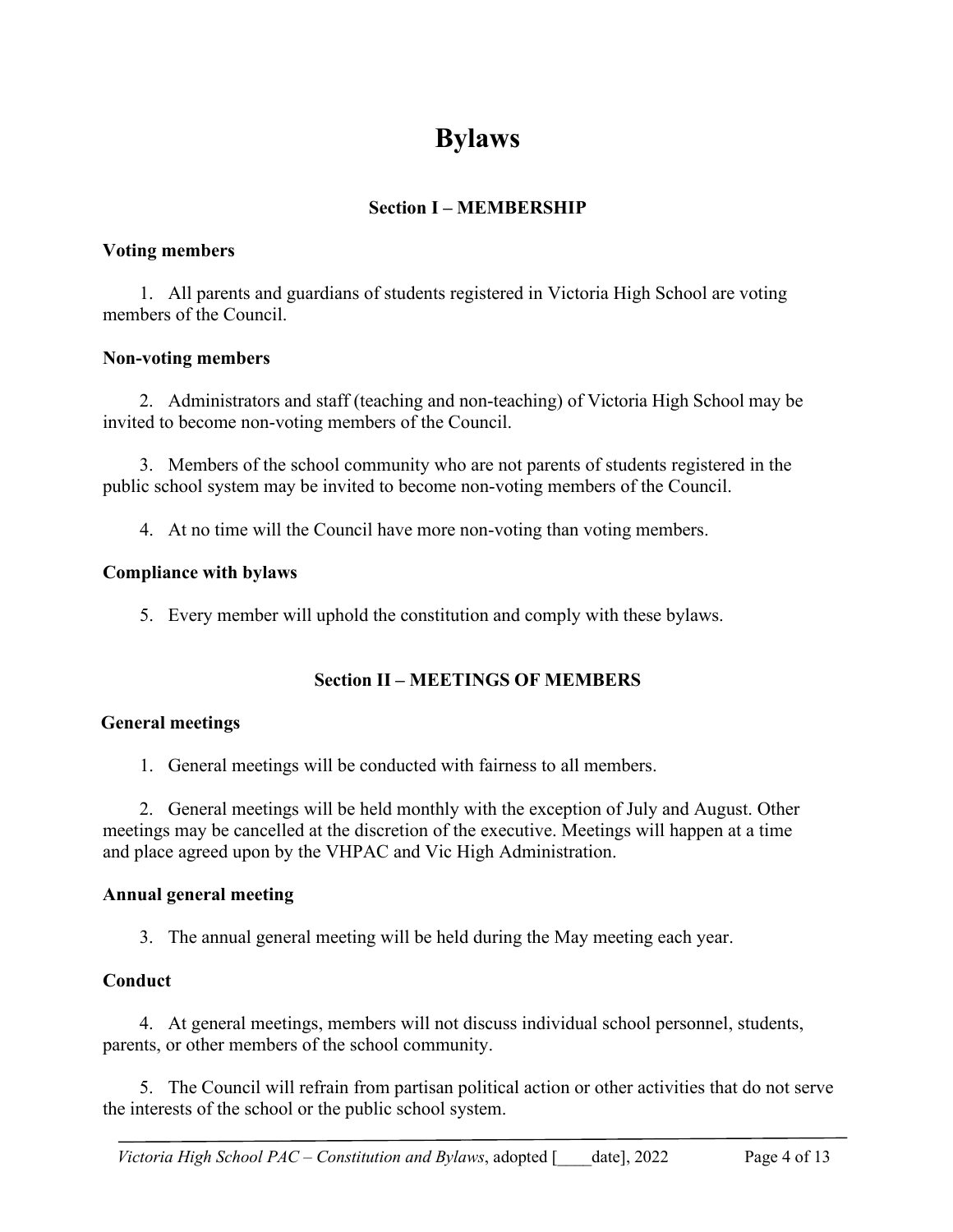# Bylaws

## Section I – MEMBERSHIP

**Voting members**

1. All parents and guardians of students registered in Victoria High School are voting members of the Council.

**Non-voting members**

2. Administrators and staff (teaching and non-teaching) of Victoria High School may be invited to become non-voting members of the Council.

3. Members of the school community who are not parents of students registered in the public school system may be invited to become non-voting members of the Council.

4. At no time will the Council have more non-voting than voting members.

**Compliance with bylaws**

5. Every member will uphold the constitution and comply with these bylaws.

## Section II – MEETINGS OF MEMBERS

**General meetings**

1. General meetings will be conducted with fairness to all members.

2. General meetings will be held monthly with the exception of July and August. Other meetings may be cancelled at the discretion of the executive. Meetings will happen at a time and place agreed upon by the VHPAC and Vic High Administration.

**Annual general meeting**

3. The annual general meeting will be held during the May meeting each year.

**Conduct**

4. At general meetings, members will not discuss individual school personnel, students, parents, or other members of the school community.

5. The Council will refrain from partisan political action or other activities that do not serve the interests of the school or the public school system.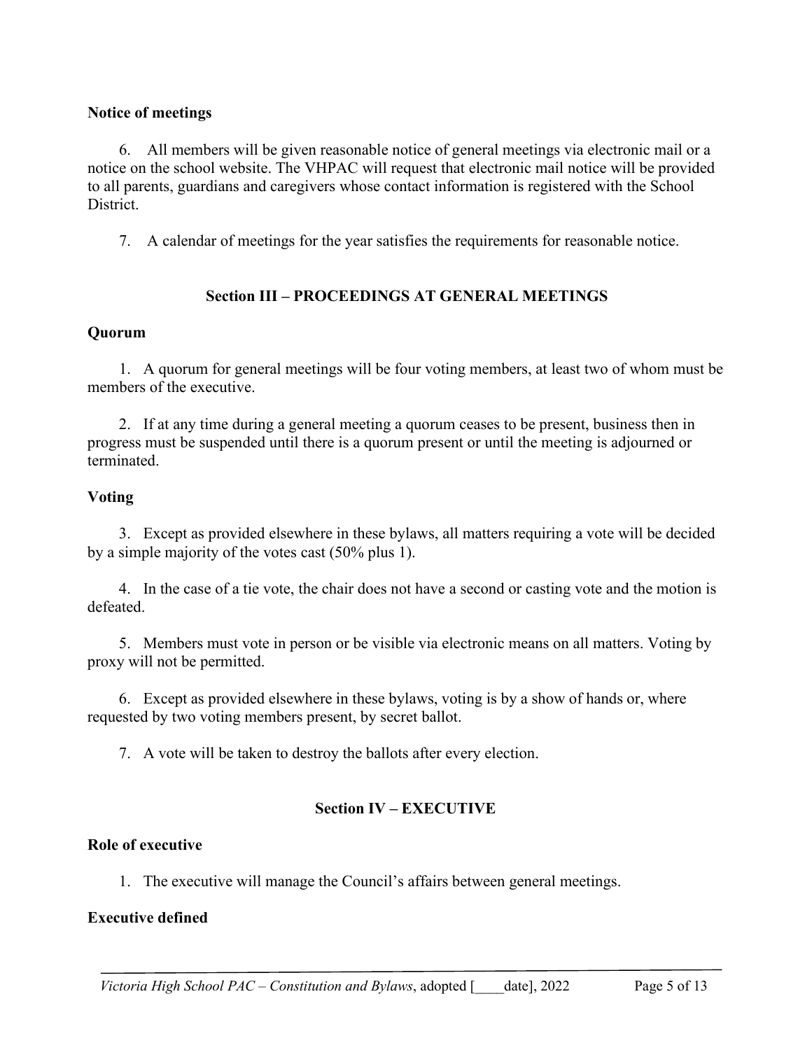**Notice of meetings**

6. All members will be given reasonable notice of general meetings via electronic mail or a notice on the school website. The VHPAC will request that electronic mail notice will be provided to all parents, guardians and caregivers whose contact information is registered with the School District.

7. A calendar of meetings for the year satisfies the requirements for reasonable notice.

## Section III – PROCEEDINGS AT GENERAL MEETINGS

**Quorum**

1. A quorum for general meetings will be four voting members, at least two of whom must be members of the executive.

2. If at any time during a general meeting a quorum ceases to be present, business then in progress must be suspended until there is a quorum present or until the meeting is adjourned or terminated.

**Voting**

3. Except as provided elsewhere in these bylaws, all matters requiring a vote will be decided by a simple majority of the votes cast (50% plus 1).

4. In the case of a tie vote, the chair does not have a second or casting vote and the motion is defeated.

5. Members must vote in person or be visible via electronic means on all matters. Voting by proxy will not be permitted.

6. Except as provided elsewhere in these bylaws, voting is by a show of hands or, where requested by two voting members present, by secret ballot.

7. A vote will be taken to destroy the ballots after every election.

## Section IV – EXECUTIVE

**Role of executive**

1. The executive will manage the Council's affairs between general meetings.

**Executive defined**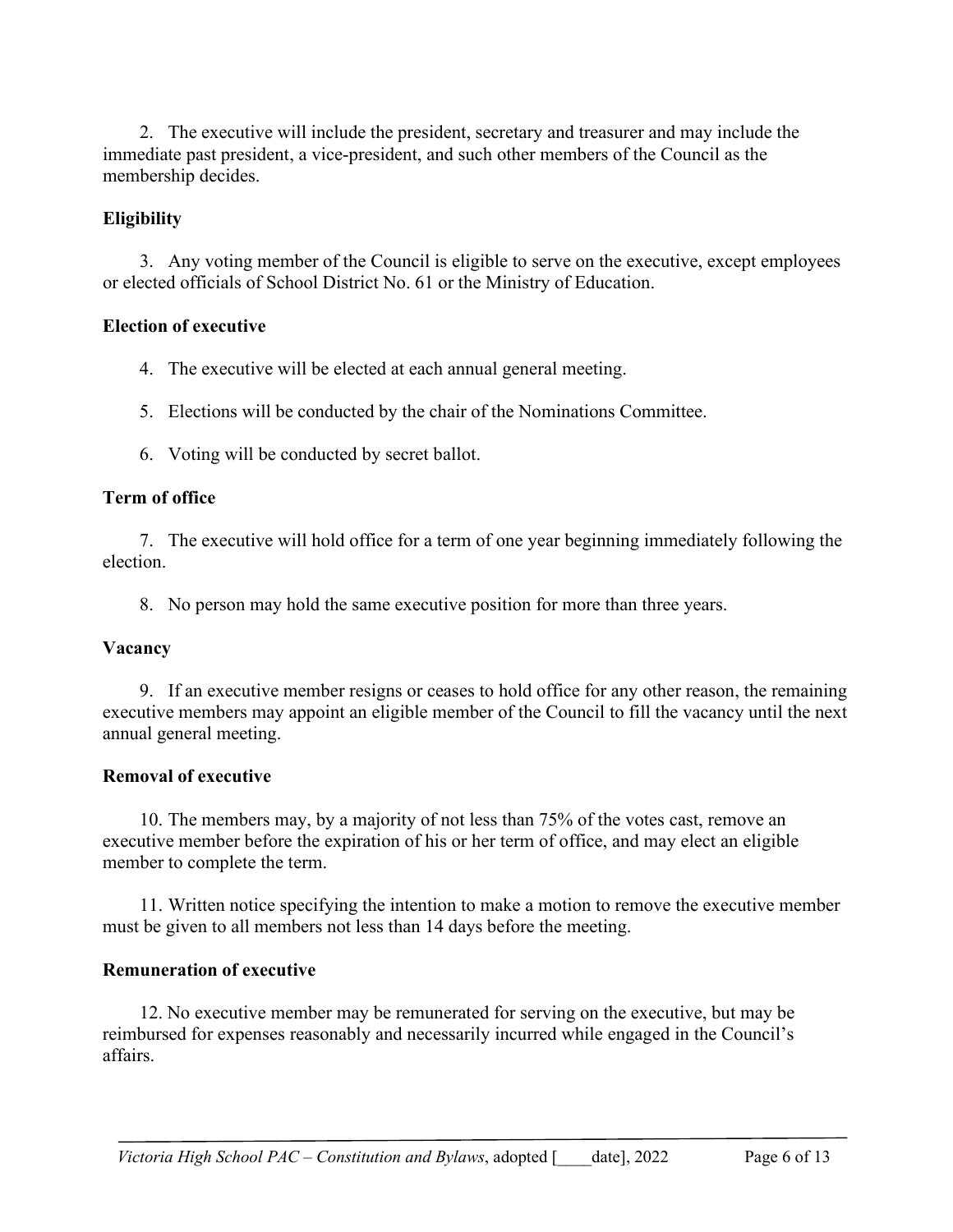2. The executive will include the president, secretary and treasurer and may include the immediate past president, a vice-president, and such other members of the Council as the membership decides.

**Eligibility**

3. Any voting member of the Council is eligible to serve on the executive, except employees or elected officials of School District No. 61 or the Ministry of Education.

**Election of executive**

4. The executive will be elected at each annual general meeting.

5. Elections will be conducted by the chair of the Nominations Committee.

6. Voting will be conducted by secret ballot.

**Term of office**

7. The executive will hold office for a term of one year beginning immediately following the election.

8. No person may hold the same executive position for more than three years.

**Vacancy**

9. If an executive member resigns or ceases to hold office for any other reason, the remaining executive members may appoint an eligible member of the Council to fill the vacancy until the next annual general meeting.

**Removal of executive**

10. The members may, by a majority of not less than 75% of the votes cast, remove an executive member before the expiration of his or her term of office, and may elect an eligible member to complete the term.

11. Written notice specifying the intention to make a motion to remove the executive member must be given to all members not less than 14 days before the meeting.

**Remuneration of executive**

12. No executive member may be remunerated for serving on the executive, but may be reimbursed for expenses reasonably and necessarily incurred while engaged in the Council's affairs.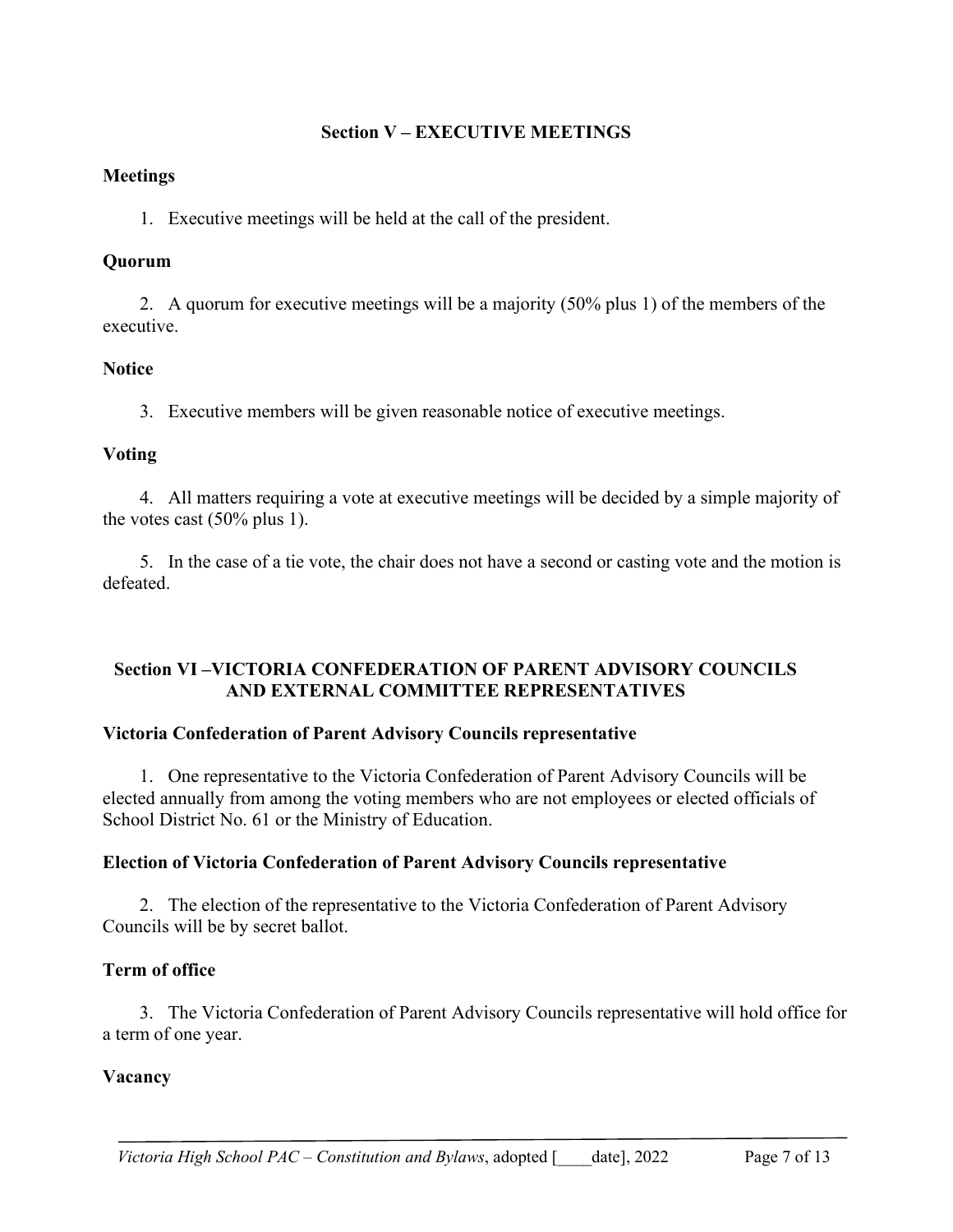## Section V – EXECUTIVE MEETINGS

### Meetings

1. Executive meetings will be held at the call of the president.

### Quorum

2. A quorum for executive meetings will be a majority (50% plus 1) of the members of the executive.

### Notice

3. Executive members will be given reasonable notice of executive meetings.

### Voting

4. All matters requiring a vote at executive meetings will be decided by a simple majority of the votes cast (50% plus 1).

5. In the case of a tie vote, the chair does not have a second or casting vote and the motion is defeated.

## Section VI –VICTORIA CONFEDERATION OF PARENT ADVISORY COUNCILS AND EXTERNAL COMMITTEE REPRESENTATIVES

### Victoria Confederation of Parent Advisory Councils representative

1. One representative to the Victoria Confederation of Parent Advisory Councils will be elected annually from among the voting members who are not employees or elected officials of School District No. 61 or the Ministry of Education.

### Election of Victoria Confederation of Parent Advisory Councils representative

2. The election of the representative to the Victoria Confederation of Parent Advisory Councils will be by secret ballot.

### Term of office

3. The Victoria Confederation of Parent Advisory Councils representative will hold office for a term of one year.

### Vacancy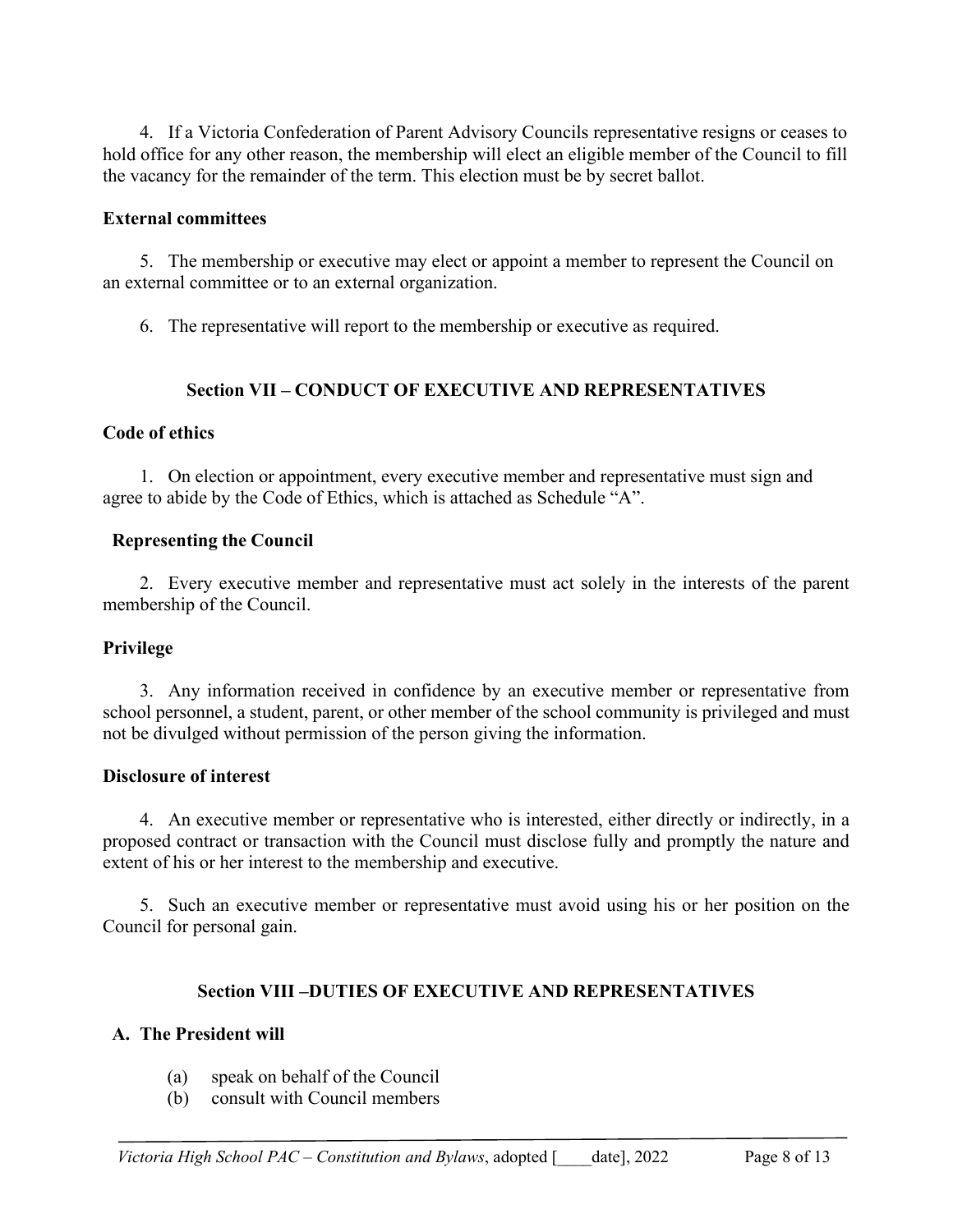4. If a Victoria Confederation of Parent Advisory Councils representative resigns or ceases to hold office for any other reason, the membership will elect an eligible member of the Council to fill the vacancy for the remainder of the term. This election must be by secret ballot.

**External committees**

5. The membership or executive may elect or appoint a member to represent the Council on an external committee or to an external organization.

6. The representative will report to the membership or executive as required.

## Section VII – CONDUCT OF EXECUTIVE AND REPRESENTATIVES

**Code of ethics**

1. On election or appointment, every executive member and representative must sign and agree to abide by the Code of Ethics, which is attached as Schedule "A".

**Representing the Council**

2. Every executive member and representative must act solely in the interests of the parent membership of the Council.

**Privilege**

3. Any information received in confidence by an executive member or representative from school personnel, a student, parent, or other member of the school community is privileged and must not be divulged without permission of the person giving the information.

**Disclosure of interest**

4. An executive member or representative who is interested, either directly or indirectly, in a proposed contract or transaction with the Council must disclose fully and promptly the nature and extent of his or her interest to the membership and executive.

5. Such an executive member or representative must avoid using his or her position on the Council for personal gain.

## Section VIII –DUTIES OF EXECUTIVE AND REPRESENTATIVES

**A. The President will**

(a) speak on behalf of the Council
(b) consult with Council members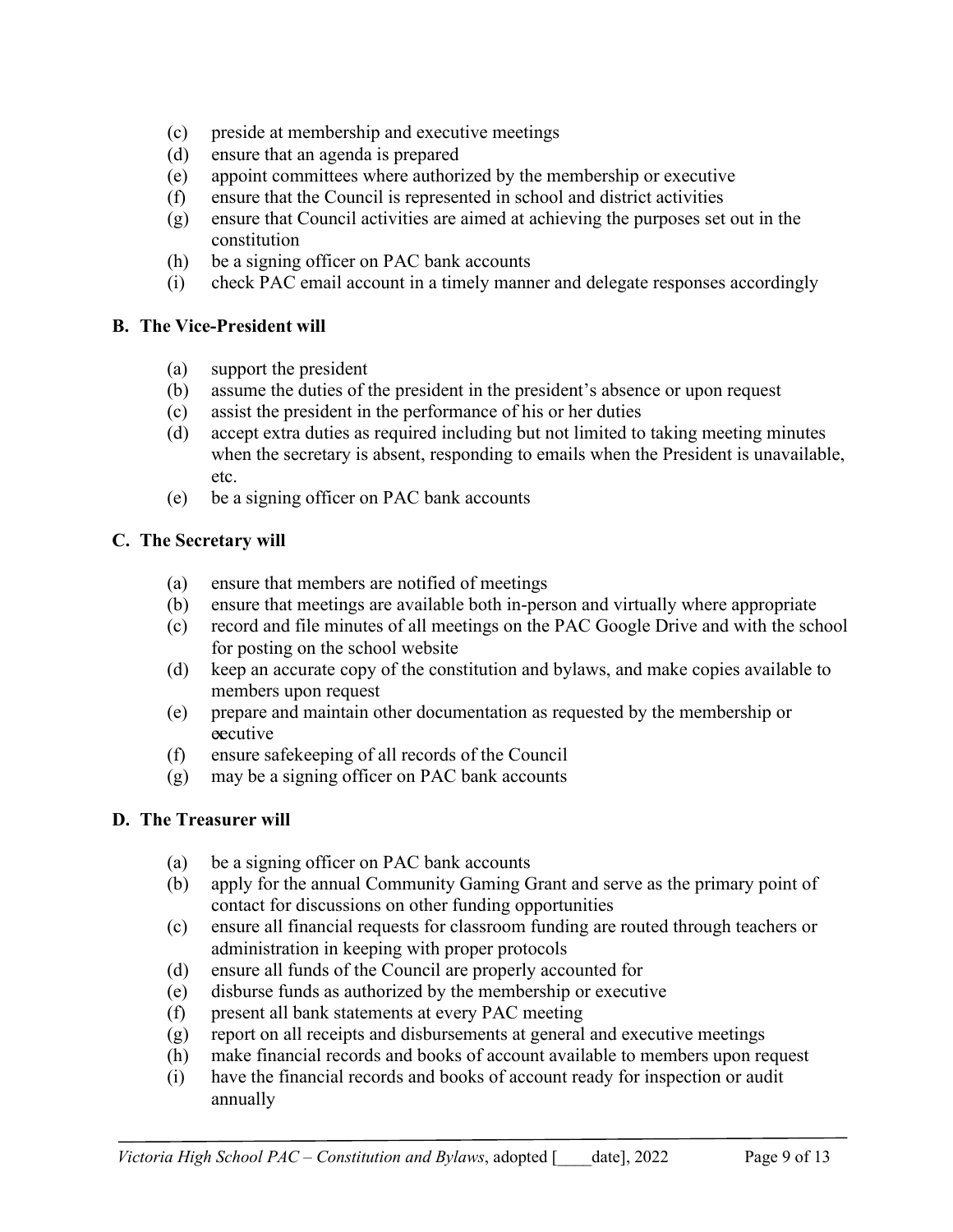(c) preside at membership and executive meetings
(d) ensure that an agenda is prepared
(e) appoint committees where authorized by the membership or executive
(f) ensure that the Council is represented in school and district activities
(g) ensure that Council activities are aimed at achieving the purposes set out in the constitution
(h) be a signing officer on PAC bank accounts
(i) check PAC email account in a timely manner and delegate responses accordingly

**B. The Vice-President will**

(a) support the president
(b) assume the duties of the president in the president's absence or upon request
(c) assist the president in the performance of his or her duties
(d) accept extra duties as required including but not limited to taking meeting minutes when the secretary is absent, responding to emails when the President is unavailable, etc.
(e) be a signing officer on PAC bank accounts

**C. The Secretary will**

(a) ensure that members are notified of meetings
(b) ensure that meetings are available both in-person and virtually where appropriate
(c) record and file minutes of all meetings on the PAC Google Drive and with the school for posting on the school website
(d) keep an accurate copy of the constitution and bylaws, and make copies available to members upon request
(e) prepare and maintain other documentation as requested by the membership or executive
(f) ensure safekeeping of all records of the Council
(g) may be a signing officer on PAC bank accounts

**D. The Treasurer will**

(a) be a signing officer on PAC bank accounts
(b) apply for the annual Community Gaming Grant and serve as the primary point of contact for discussions on other funding opportunities
(c) ensure all financial requests for classroom funding are routed through teachers or administration in keeping with proper protocols
(d) ensure all funds of the Council are properly accounted for
(e) disburse funds as authorized by the membership or executive
(f) present all bank statements at every PAC meeting
(g) report on all receipts and disbursements at general and executive meetings
(h) make financial records and books of account available to members upon request
(i) have the financial records and books of account ready for inspection or audit annually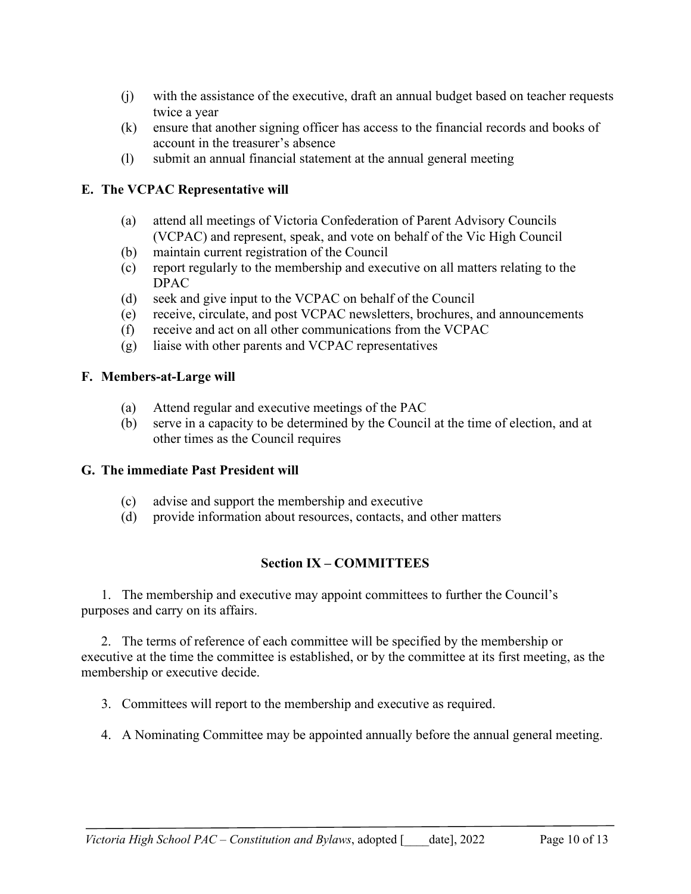(j) with the assistance of the executive, draft an annual budget based on teacher requests twice a year
(k) ensure that another signing officer has access to the financial records and books of account in the treasurer's absence
(l) submit an annual financial statement at the annual general meeting

**E. The VCPAC Representative will**

(a) attend all meetings of Victoria Confederation of Parent Advisory Councils (VCPAC) and represent, speak, and vote on behalf of the Vic High Council
(b) maintain current registration of the Council
(c) report regularly to the membership and executive on all matters relating to the DPAC
(d) seek and give input to the VCPAC on behalf of the Council
(e) receive, circulate, and post VCPAC newsletters, brochures, and announcements
(f) receive and act on all other communications from the VCPAC
(g) liaise with other parents and VCPAC representatives

**F. Members-at-Large will**

(a) Attend regular and executive meetings of the PAC
(b) serve in a capacity to be determined by the Council at the time of election, and at other times as the Council requires

**G. The immediate Past President will**

(c) advise and support the membership and executive
(d) provide information about resources, contacts, and other matters

## Section IX – COMMITTEES

1. The membership and executive may appoint committees to further the Council's purposes and carry on its affairs.

2. The terms of reference of each committee will be specified by the membership or executive at the time the committee is established, or by the committee at its first meeting, as the membership or executive decide.

3. Committees will report to the membership and executive as required.

4. A Nominating Committee may be appointed annually before the annual general meeting.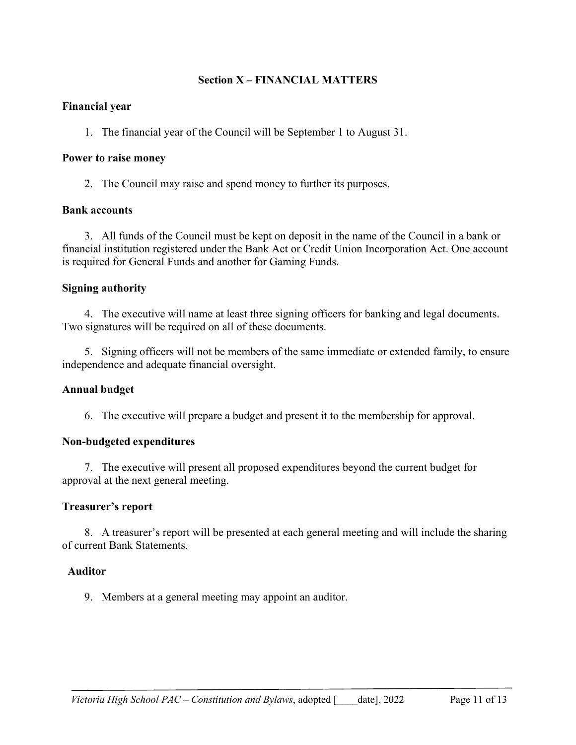## Section X – FINANCIAL MATTERS

### Financial year

1. The financial year of the Council will be September 1 to August 31.

### Power to raise money

2. The Council may raise and spend money to further its purposes.

### Bank accounts

3. All funds of the Council must be kept on deposit in the name of the Council in a bank or financial institution registered under the Bank Act or Credit Union Incorporation Act. One account is required for General Funds and another for Gaming Funds.

### Signing authority

4. The executive will name at least three signing officers for banking and legal documents. Two signatures will be required on all of these documents.

5. Signing officers will not be members of the same immediate or extended family, to ensure independence and adequate financial oversight.

### Annual budget

6. The executive will prepare a budget and present it to the membership for approval.

### Non-budgeted expenditures

7. The executive will present all proposed expenditures beyond the current budget for approval at the next general meeting.

### Treasurer's report

8. A treasurer's report will be presented at each general meeting and will include the sharing of current Bank Statements.

### Auditor

9. Members at a general meeting may appoint an auditor.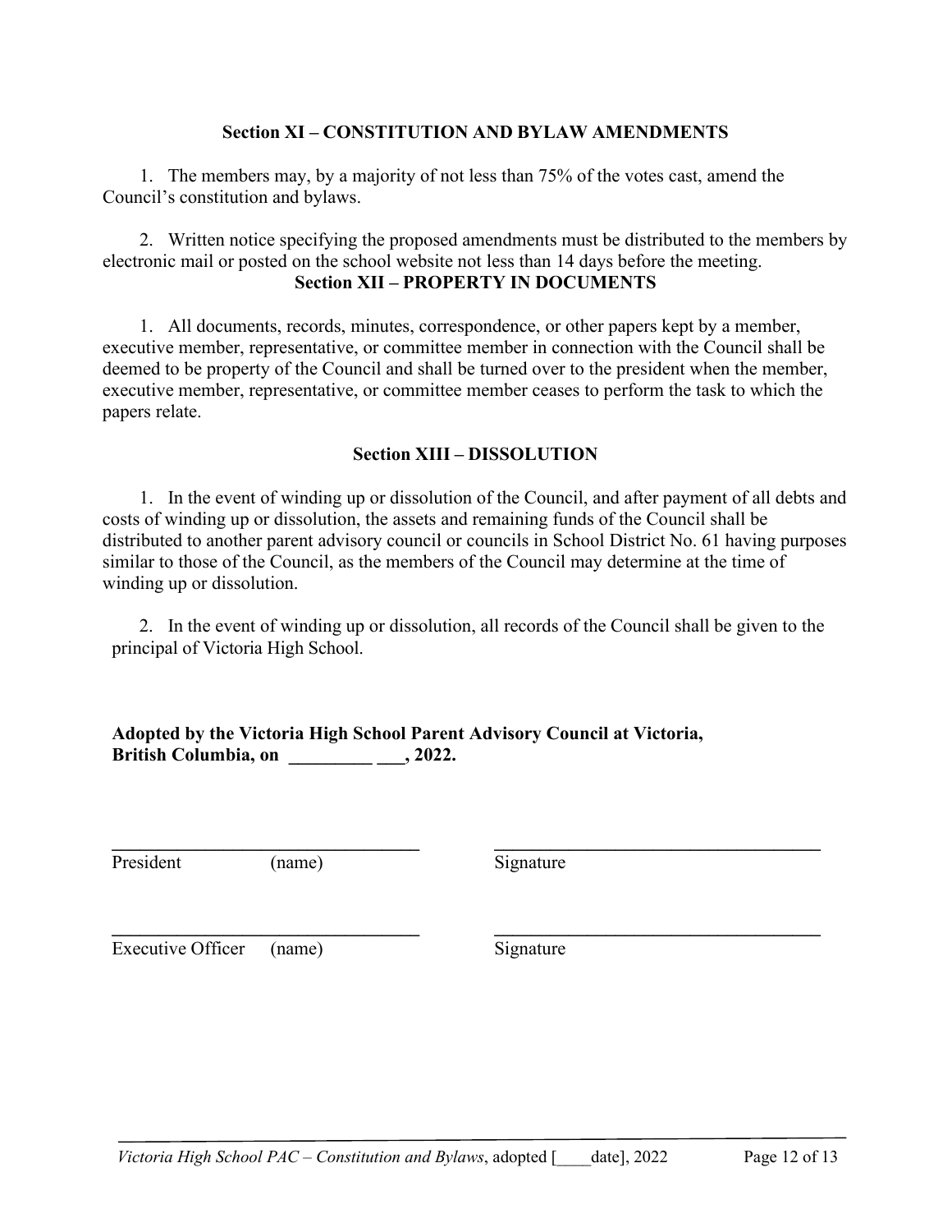### Section XI – CONSTITUTION AND BYLAW AMENDMENTS

1. The members may, by a majority of not less than 75% of the votes cast, amend the Council's constitution and bylaws.

2. Written notice specifying the proposed amendments must be distributed to the members by electronic mail or posted on the school website not less than 14 days before the meeting.

### Section XII – PROPERTY IN DOCUMENTS

1. All documents, records, minutes, correspondence, or other papers kept by a member, executive member, representative, or committee member in connection with the Council shall be deemed to be property of the Council and shall be turned over to the president when the member, executive member, representative, or committee member ceases to perform the task to which the papers relate.

### Section XIII – DISSOLUTION

1. In the event of winding up or dissolution of the Council, and after payment of all debts and costs of winding up or dissolution, the assets and remaining funds of the Council shall be distributed to another parent advisory council or councils in School District No. 61 having purposes similar to those of the Council, as the members of the Council may determine at the time of winding up or dissolution.

2. In the event of winding up or dissolution, all records of the Council shall be given to the principal of Victoria High School.

**Adopted by the Victoria High School Parent Advisory Council at Victoria, British Columbia, on _________ ___, 2022.**

___________________________________ ___________________________________
President (name) Signature

___________________________________ ___________________________________
Executive Officer (name) Signature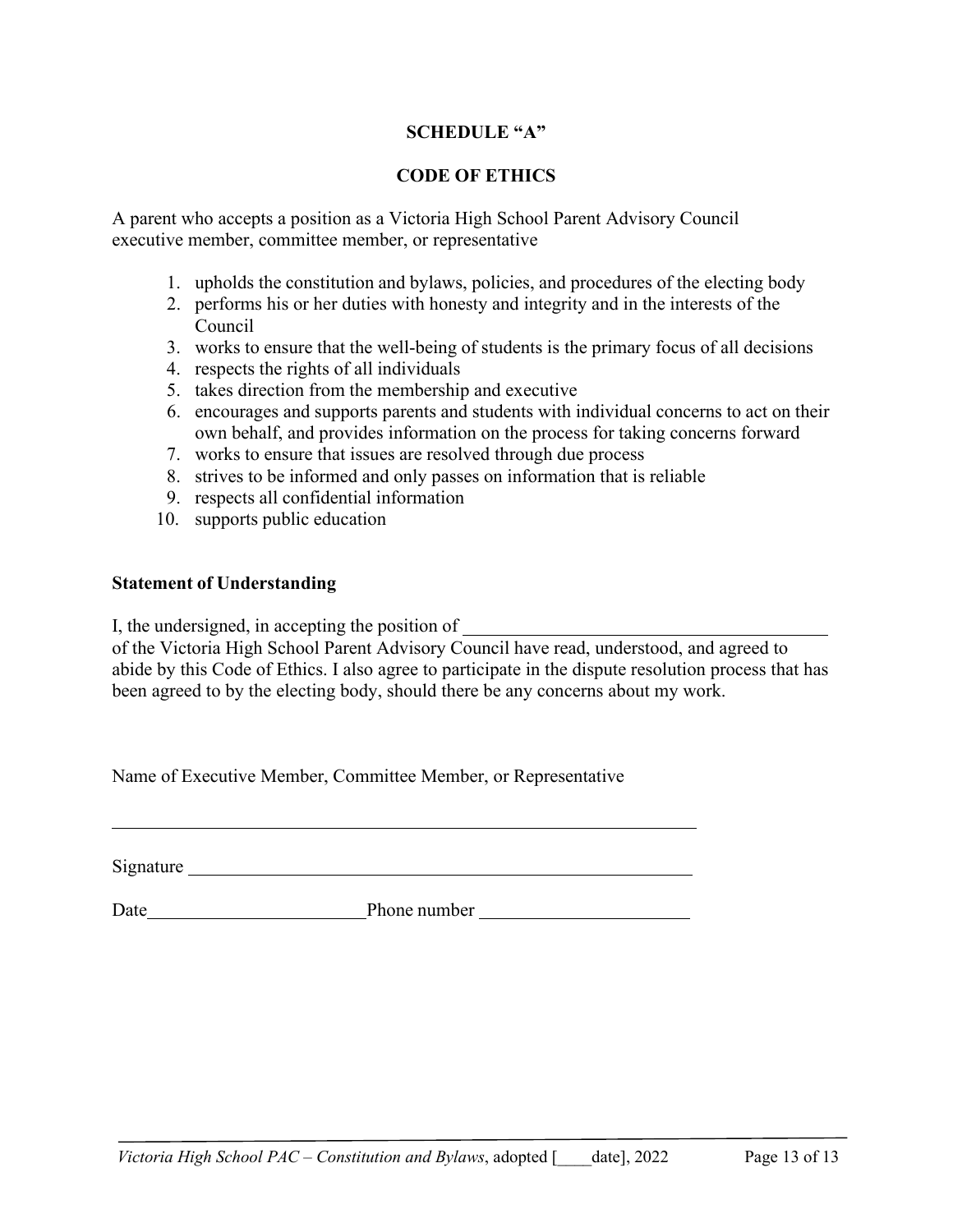## SCHEDULE "A"

## CODE OF ETHICS

A parent who accepts a position as a Victoria High School Parent Advisory Council executive member, committee member, or representative

1. upholds the constitution and bylaws, policies, and procedures of the electing body
2. performs his or her duties with honesty and integrity and in the interests of the Council
3. works to ensure that the well-being of students is the primary focus of all decisions
4. respects the rights of all individuals
5. takes direction from the membership and executive
6. encourages and supports parents and students with individual concerns to act on their own behalf, and provides information on the process for taking concerns forward
7. works to ensure that issues are resolved through due process
8. strives to be informed and only passes on information that is reliable
9. respects all confidential information
10. supports public education

**Statement of Understanding**

I, the undersigned, in accepting the position of ________________________________________ of the Victoria High School Parent Advisory Council have read, understood, and agreed to abide by this Code of Ethics. I also agree to participate in the dispute resolution process that has been agreed to by the electing body, should there be any concerns about my work.

Name of Executive Member, Committee Member, or Representative

_________________________________________________________________

Signature _______________________________________________________

Date________________________ Phone number ______________________